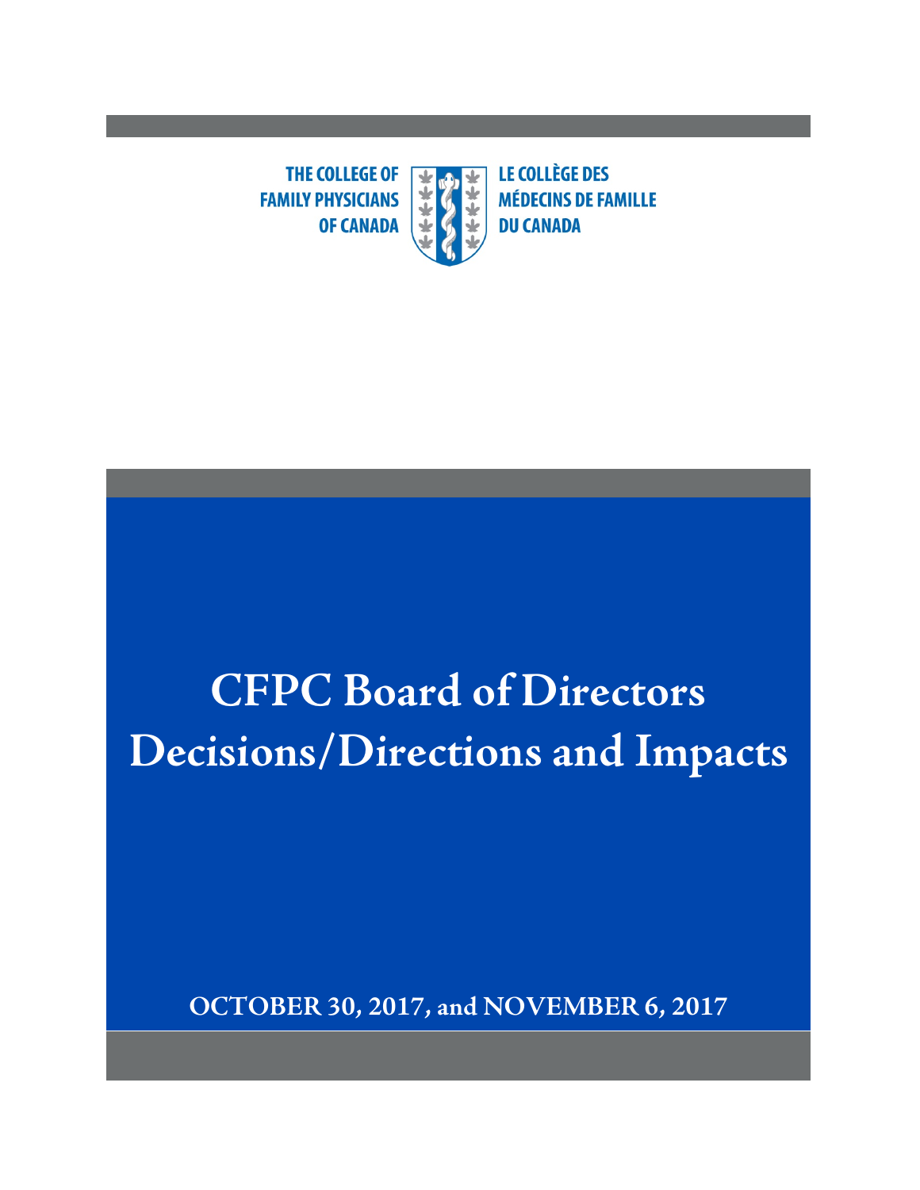THE COLLEGE OF FAMILY PHYSICIANS OF CANADA

LE COLLÈGE DES MÉDECINS DE FAMILLE DU CANADA

# CFPC Board of Directors Decisions/Directions and Impacts

**OCTOBER 30, 2017, and NOVEMBER 6, 2017**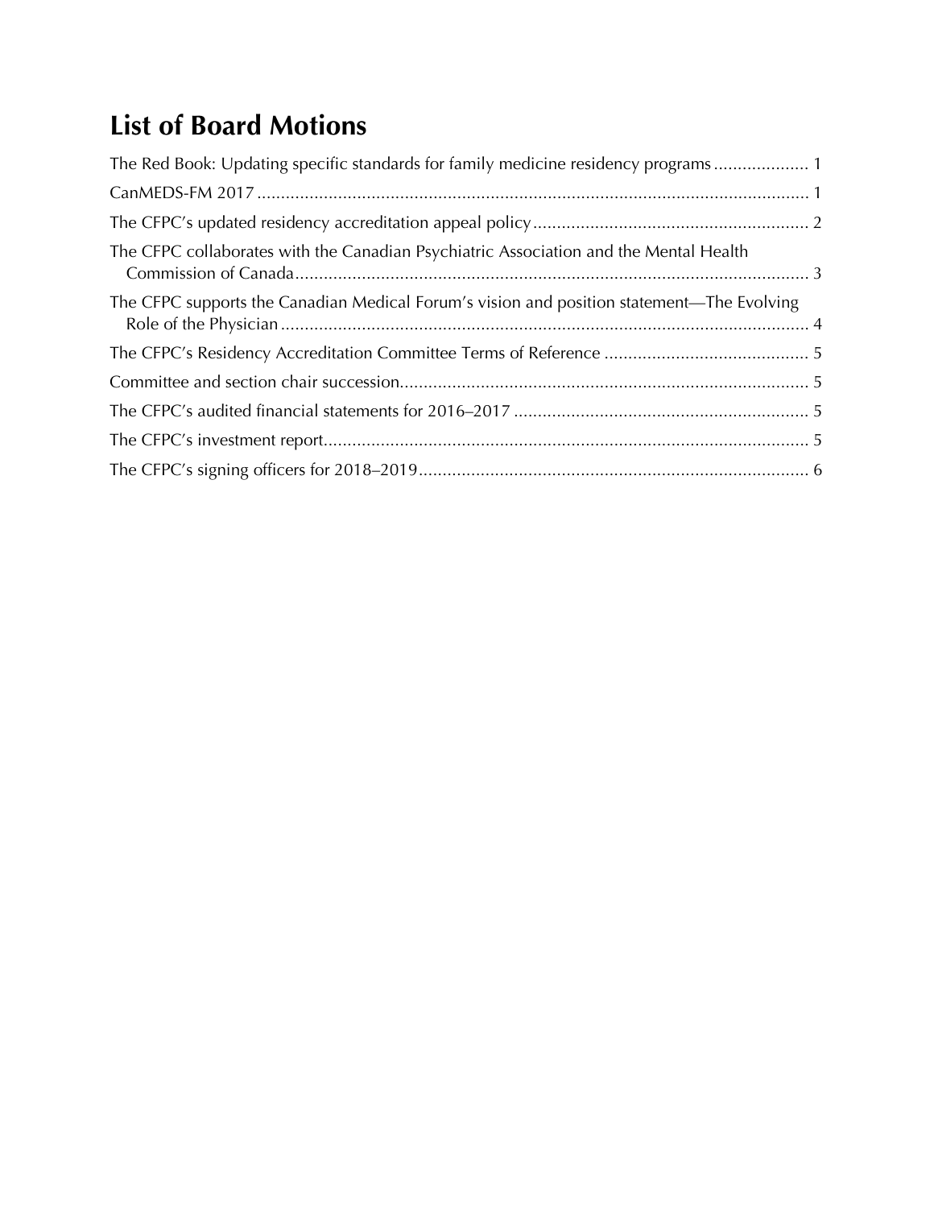# List of Board Motions

The Red Book: Updating specific standards for family medicine residency programs .................... 1

CanMEDS-FM 2017 .................................................................................................................... 1

The CFPC's updated residency accreditation appeal policy .......................................................... 2

The CFPC collaborates with the Canadian Psychiatric Association and the Mental Health Commission of Canada ............................................................................................................ 3

The CFPC supports the Canadian Medical Forum's vision and position statement—The Evolving Role of the Physician ............................................................................................................... 4

The CFPC's Residency Accreditation Committee Terms of Reference ........................................... 5

Committee and section chair succession...................................................................................... 5

The CFPC's audited financial statements for 2016–2017 .............................................................. 5

The CFPC's investment report...................................................................................................... 5

The CFPC's signing officers for 2018–2019.................................................................................. 6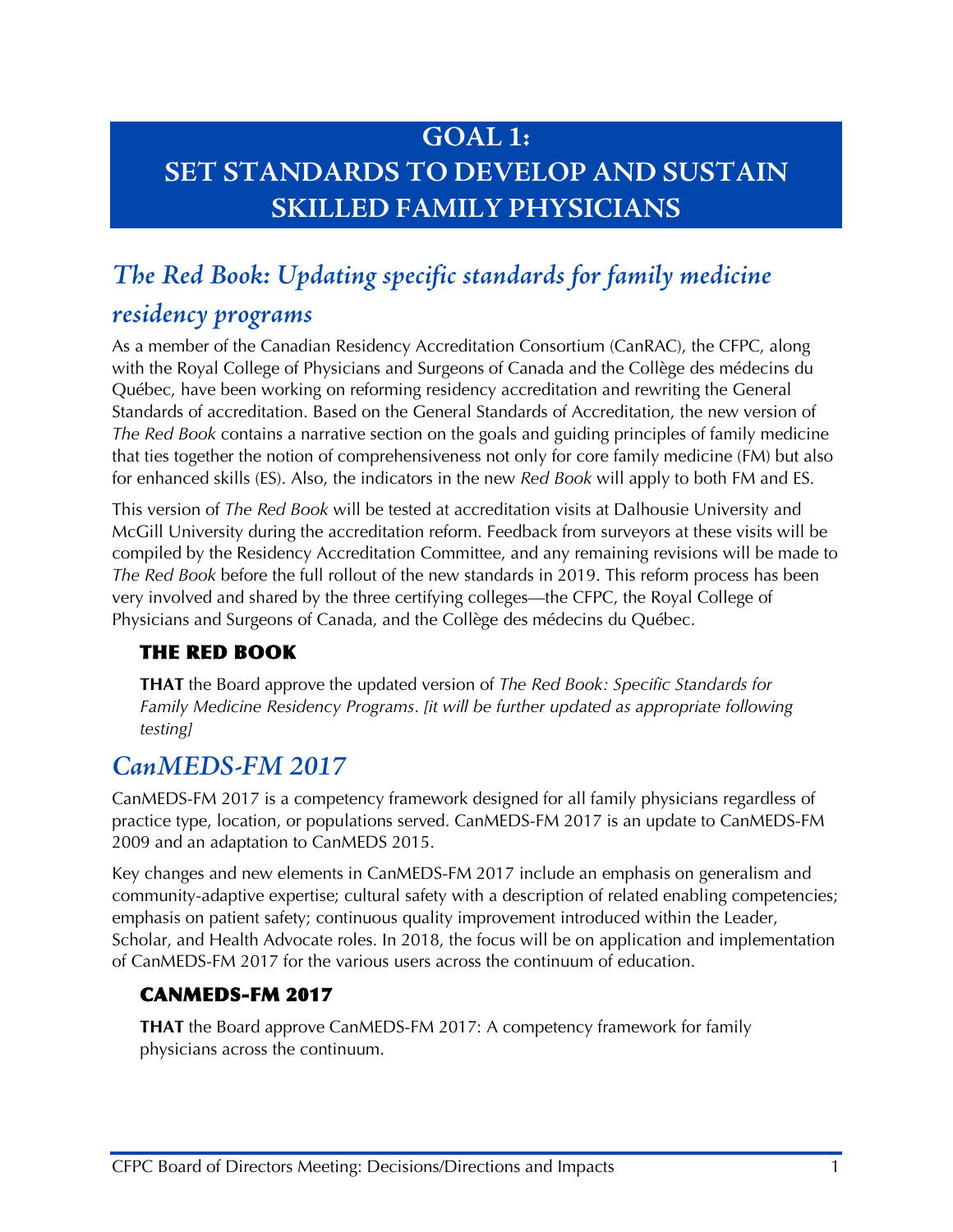# GOAL 1: SET STANDARDS TO DEVELOP AND SUSTAIN SKILLED FAMILY PHYSICIANS

## *The Red Book: Updating specific standards for family medicine residency programs*

As a member of the Canadian Residency Accreditation Consortium (CanRAC), the CFPC, along with the Royal College of Physicians and Surgeons of Canada and the Collège des médecins du Québec, have been working on reforming residency accreditation and rewriting the General Standards of accreditation. Based on the General Standards of Accreditation, the new version of *The Red Book* contains a narrative section on the goals and guiding principles of family medicine that ties together the notion of comprehensiveness not only for core family medicine (FM) but also for enhanced skills (ES). Also, the indicators in the new *Red Book* will apply to both FM and ES.

This version of *The Red Book* will be tested at accreditation visits at Dalhousie University and McGill University during the accreditation reform. Feedback from surveyors at these visits will be compiled by the Residency Accreditation Committee, and any remaining revisions will be made to *The Red Book* before the full rollout of the new standards in 2019. This reform process has been very involved and shared by the three certifying colleges—the CFPC, the Royal College of Physicians and Surgeons of Canada, and the Collège des médecins du Québec.

### THE RED BOOK

**THAT** the Board approve the updated version of *The Red Book: Specific Standards for Family Medicine Residency Programs*. *[it will be further updated as appropriate following testing]*

## *CanMEDS-FM 2017*

CanMEDS-FM 2017 is a competency framework designed for all family physicians regardless of practice type, location, or populations served. CanMEDS-FM 2017 is an update to CanMEDS-FM 2009 and an adaptation to CanMEDS 2015.

Key changes and new elements in CanMEDS-FM 2017 include an emphasis on generalism and community-adaptive expertise; cultural safety with a description of related enabling competencies; emphasis on patient safety; continuous quality improvement introduced within the Leader, Scholar, and Health Advocate roles. In 2018, the focus will be on application and implementation of CanMEDS-FM 2017 for the various users across the continuum of education.

### CANMEDS-FM 2017

**THAT** the Board approve CanMEDS-FM 2017: A competency framework for family physicians across the continuum.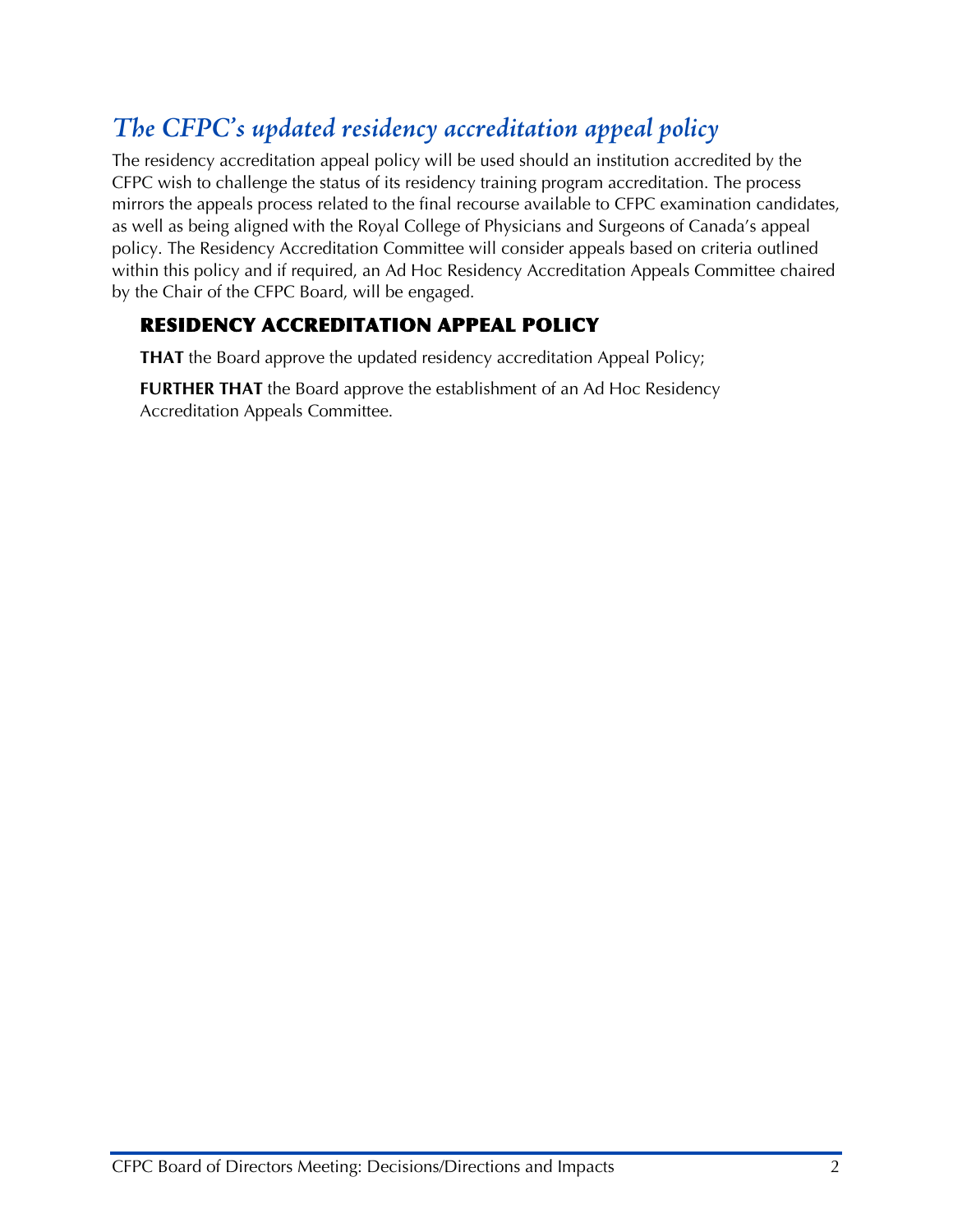## *The CFPC's updated residency accreditation appeal policy*

The residency accreditation appeal policy will be used should an institution accredited by the CFPC wish to challenge the status of its residency training program accreditation. The process mirrors the appeals process related to the final recourse available to CFPC examination candidates, as well as being aligned with the Royal College of Physicians and Surgeons of Canada's appeal policy. The Residency Accreditation Committee will consider appeals based on criteria outlined within this policy and if required, an Ad Hoc Residency Accreditation Appeals Committee chaired by the Chair of the CFPC Board, will be engaged.

### RESIDENCY ACCREDITATION APPEAL POLICY

**THAT** the Board approve the updated residency accreditation Appeal Policy;

**FURTHER THAT** the Board approve the establishment of an Ad Hoc Residency Accreditation Appeals Committee.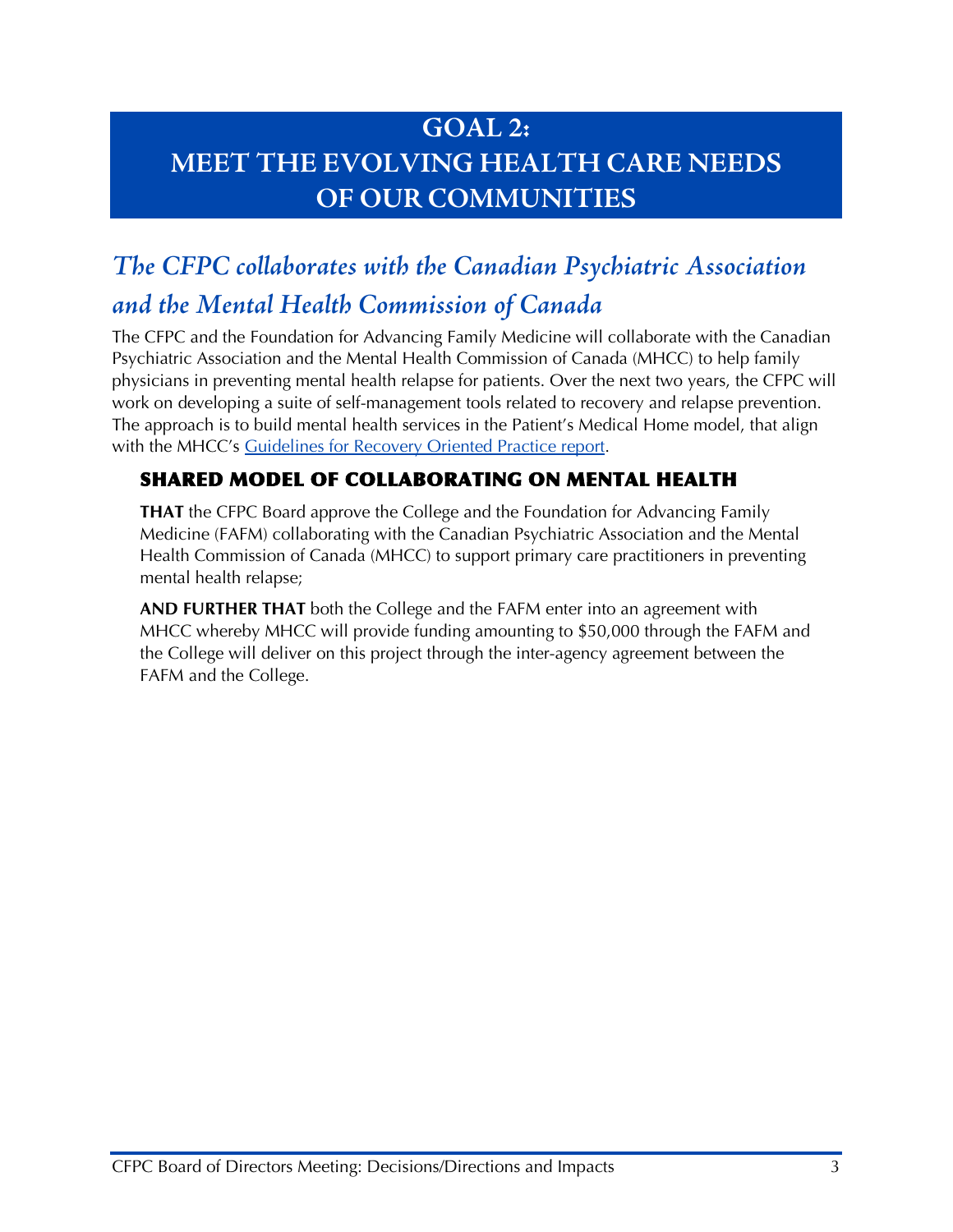# GOAL 2: MEET THE EVOLVING HEALTH CARE NEEDS OF OUR COMMUNITIES

## *The CFPC collaborates with the Canadian Psychiatric Association and the Mental Health Commission of Canada*

The CFPC and the Foundation for Advancing Family Medicine will collaborate with the Canadian Psychiatric Association and the Mental Health Commission of Canada (MHCC) to help family physicians in preventing mental health relapse for patients. Over the next two years, the CFPC will work on developing a suite of self-management tools related to recovery and relapse prevention. The approach is to build mental health services in the Patient's Medical Home model, that align with the MHCC's Guidelines for Recovery Oriented Practice report.

### SHARED MODEL OF COLLABORATING ON MENTAL HEALTH

**THAT** the CFPC Board approve the College and the Foundation for Advancing Family Medicine (FAFM) collaborating with the Canadian Psychiatric Association and the Mental Health Commission of Canada (MHCC) to support primary care practitioners in preventing mental health relapse;

**AND FURTHER THAT** both the College and the FAFM enter into an agreement with MHCC whereby MHCC will provide funding amounting to $50,000 through the FAFM and the College will deliver on this project through the inter-agency agreement between the FAFM and the College.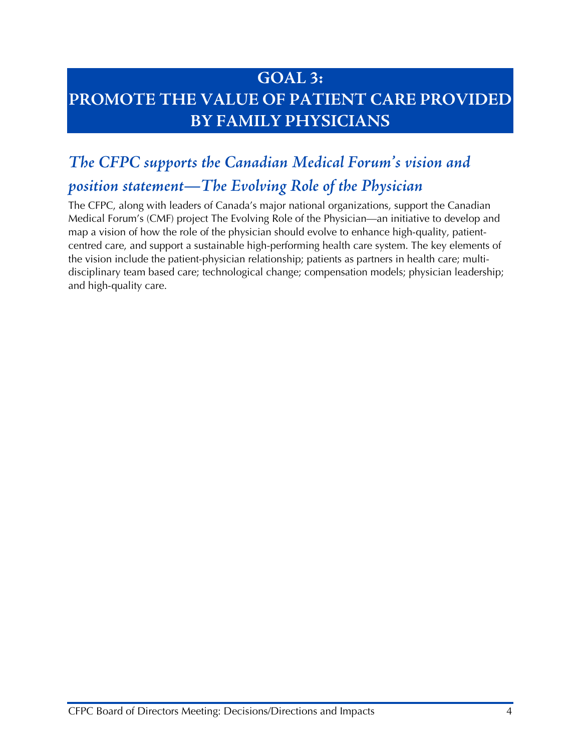# GOAL 3:
# PROMOTE THE VALUE OF PATIENT CARE PROVIDED BY FAMILY PHYSICIANS

## *The CFPC supports the Canadian Medical Forum's vision and position statement—The Evolving Role of the Physician*

The CFPC, along with leaders of Canada's major national organizations, support the Canadian Medical Forum's (CMF) project The Evolving Role of the Physician—an initiative to develop and map a vision of how the role of the physician should evolve to enhance high-quality, patient-centred care, and support a sustainable high-performing health care system. The key elements of the vision include the patient-physician relationship; patients as partners in health care; multi-disciplinary team based care; technological change; compensation models; physician leadership; and high-quality care.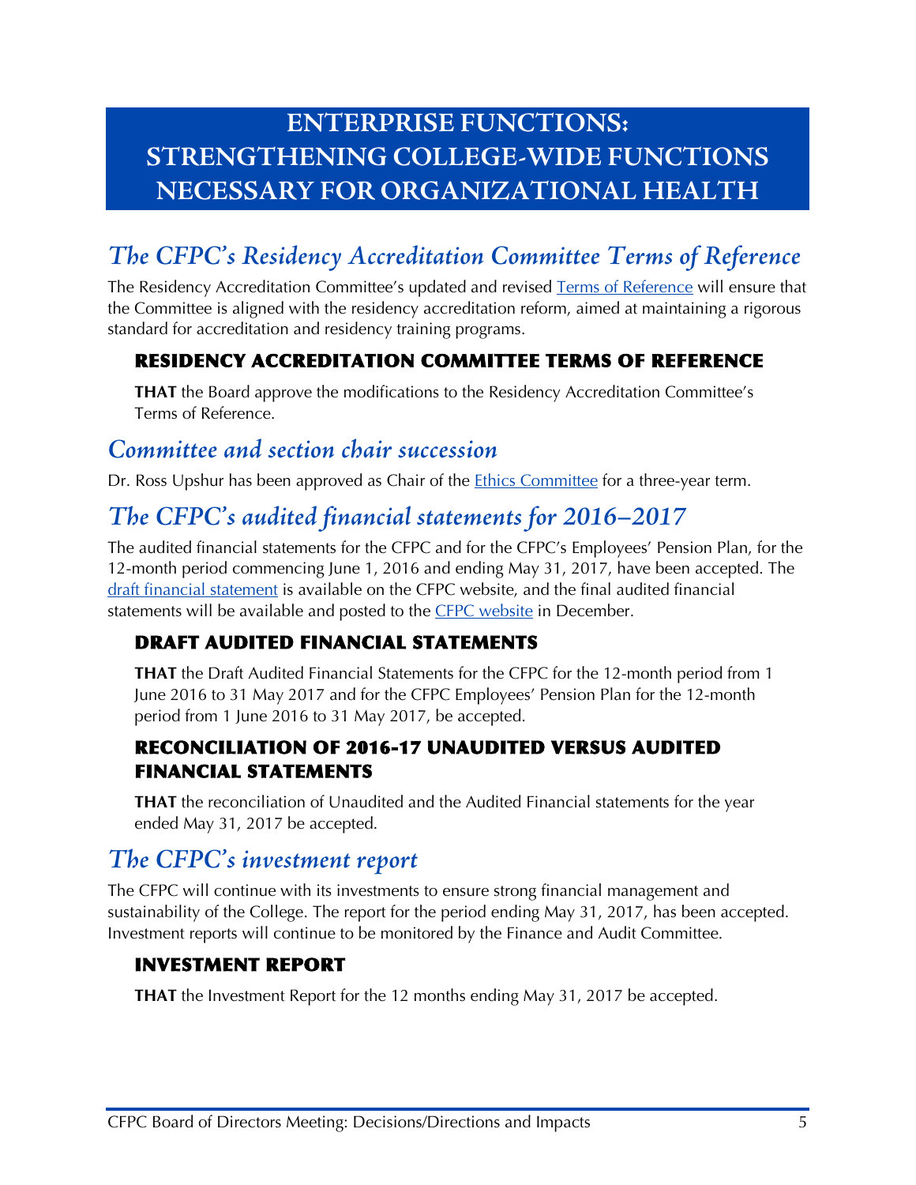# ENTERPRISE FUNCTIONS: STRENGTHENING COLLEGE-WIDE FUNCTIONS NECESSARY FOR ORGANIZATIONAL HEALTH

## *The CFPC's Residency Accreditation Committee Terms of Reference*

The Residency Accreditation Committee's updated and revised Terms of Reference will ensure that the Committee is aligned with the residency accreditation reform, aimed at maintaining a rigorous standard for accreditation and residency training programs.

### RESIDENCY ACCREDITATION COMMITTEE TERMS OF REFERENCE

**THAT** the Board approve the modifications to the Residency Accreditation Committee's Terms of Reference.

## *Committee and section chair succession*

Dr. Ross Upshur has been approved as Chair of the Ethics Committee for a three-year term.

## *The CFPC's audited financial statements for 2016–2017*

The audited financial statements for the CFPC and for the CFPC's Employees' Pension Plan, for the 12-month period commencing June 1, 2016 and ending May 31, 2017, have been accepted. The draft financial statement is available on the CFPC website, and the final audited financial statements will be available and posted to the CFPC website in December.

### DRAFT AUDITED FINANCIAL STATEMENTS

**THAT** the Draft Audited Financial Statements for the CFPC for the 12-month period from 1 June 2016 to 31 May 2017 and for the CFPC Employees' Pension Plan for the 12-month period from 1 June 2016 to 31 May 2017, be accepted.

### RECONCILIATION OF 2016-17 UNAUDITED VERSUS AUDITED FINANCIAL STATEMENTS

**THAT** the reconciliation of Unaudited and the Audited Financial statements for the year ended May 31, 2017 be accepted.

## *The CFPC's investment report*

The CFPC will continue with its investments to ensure strong financial management and sustainability of the College. The report for the period ending May 31, 2017, has been accepted. Investment reports will continue to be monitored by the Finance and Audit Committee.

### INVESTMENT REPORT

**THAT** the Investment Report for the 12 months ending May 31, 2017 be accepted.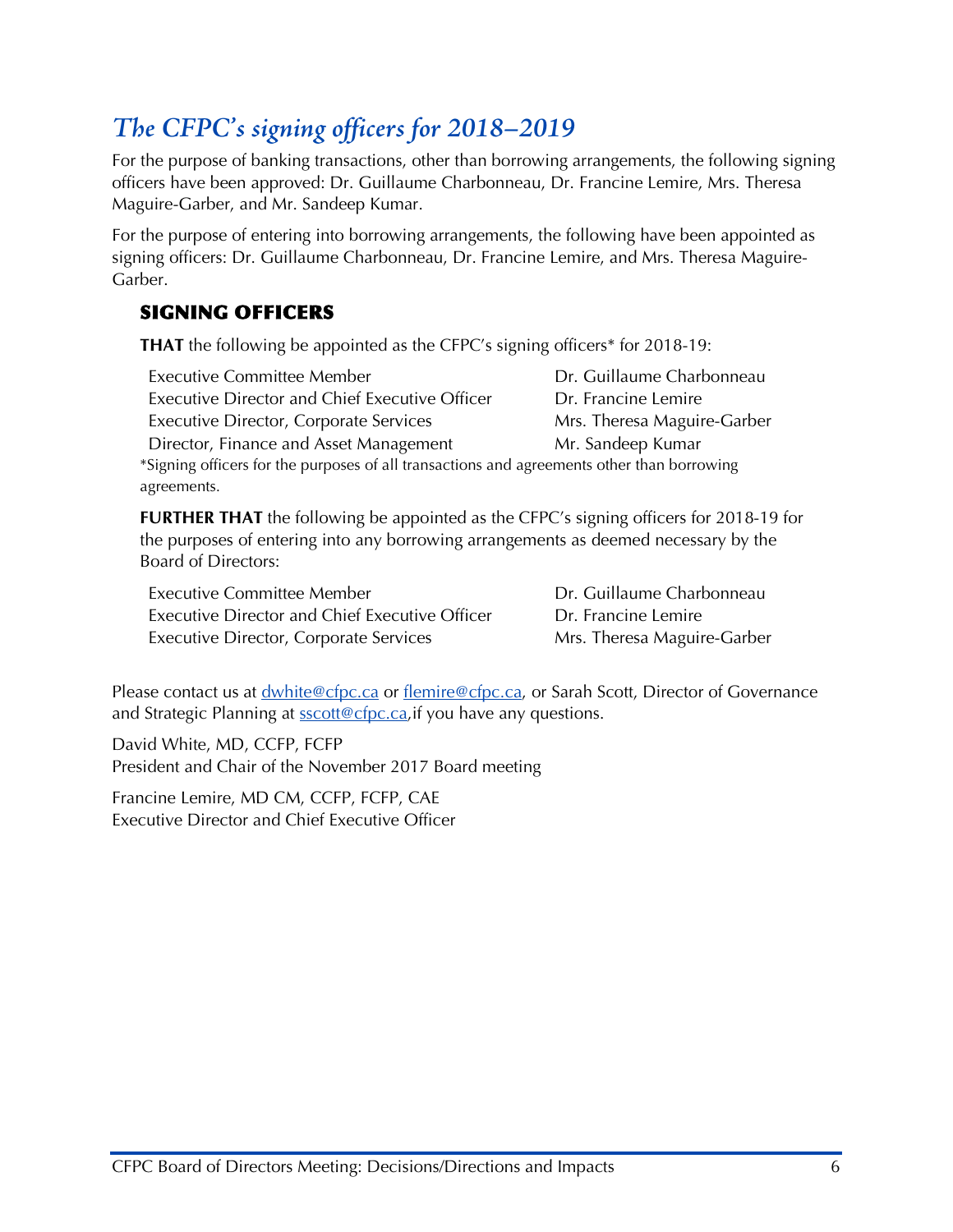## *The CFPC's signing officers for 2018–2019*

For the purpose of banking transactions, other than borrowing arrangements, the following signing officers have been approved: Dr. Guillaume Charbonneau, Dr. Francine Lemire, Mrs. Theresa Maguire-Garber, and Mr. Sandeep Kumar.

For the purpose of entering into borrowing arrangements, the following have been appointed as signing officers: Dr. Guillaume Charbonneau, Dr. Francine Lemire, and Mrs. Theresa Maguire-Garber.

### SIGNING OFFICERS

**THAT** the following be appointed as the CFPC's signing officers* for 2018-19:

| | |
|---|---|
| Executive Committee Member | Dr. Guillaume Charbonneau |
| Executive Director and Chief Executive Officer | Dr. Francine Lemire |
| Executive Director, Corporate Services | Mrs. Theresa Maguire-Garber |
| Director, Finance and Asset Management | Mr. Sandeep Kumar |

*Signing officers for the purposes of all transactions and agreements other than borrowing agreements.

**FURTHER THAT** the following be appointed as the CFPC's signing officers for 2018-19 for the purposes of entering into any borrowing arrangements as deemed necessary by the Board of Directors:

| | |
|---|---|
| Executive Committee Member | Dr. Guillaume Charbonneau |
| Executive Director and Chief Executive Officer | Dr. Francine Lemire |
| Executive Director, Corporate Services | Mrs. Theresa Maguire-Garber |

Please contact us at dwhite@cfpc.ca or flemire@cfpc.ca, or Sarah Scott, Director of Governance and Strategic Planning at sscott@cfpc.ca,if you have any questions.

David White, MD, CCFP, FCFP
President and Chair of the November 2017 Board meeting

Francine Lemire, MD CM, CCFP, FCFP, CAE
Executive Director and Chief Executive Officer